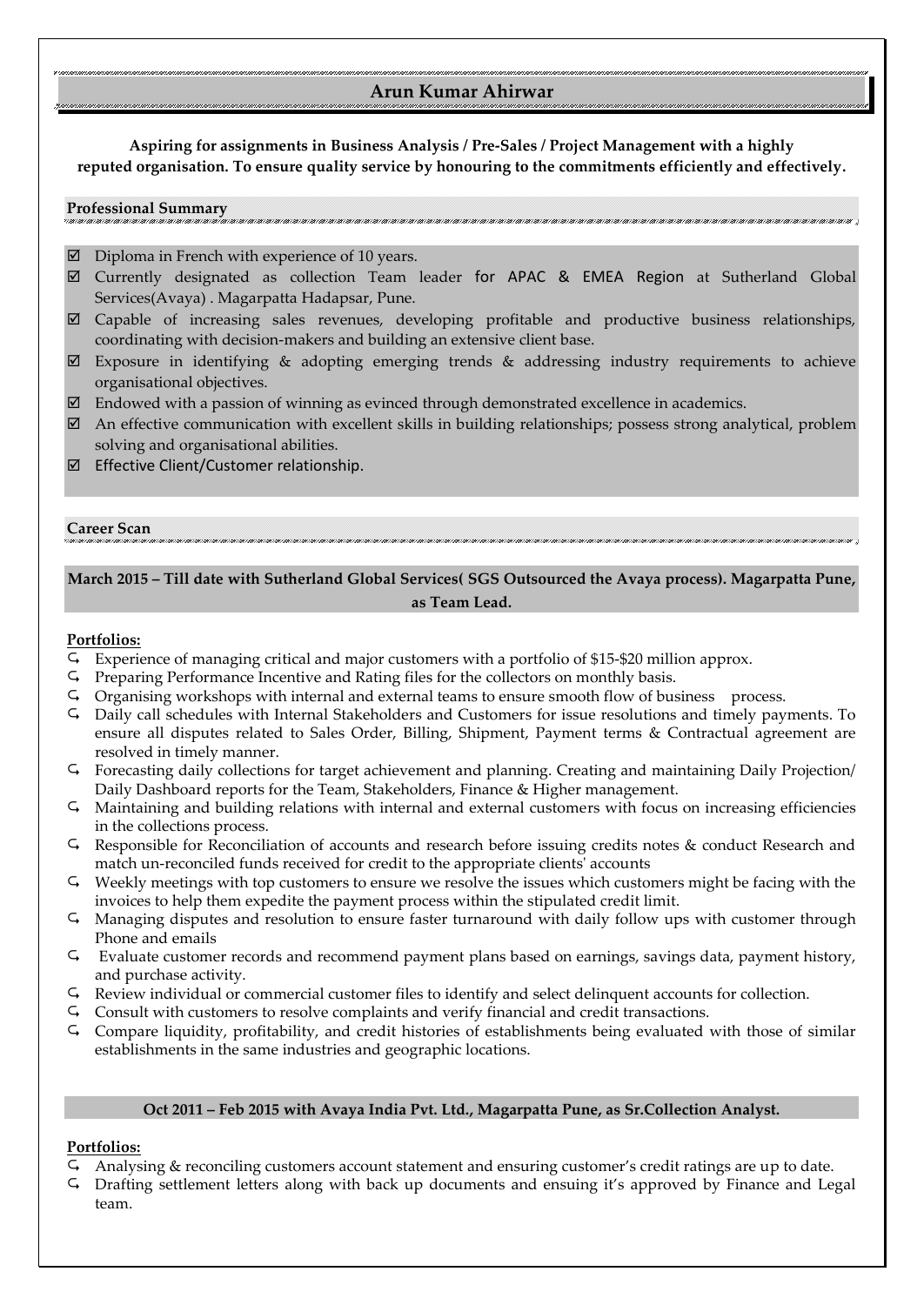# Arun Kumar Ahirwar

**Aspiring for assignments in Business Analysis / Pre-Sales / Project Management with a highly reputed organisation. To ensure quality service by honouring to the commitments efficiently and effectively.**

## Professional Summary

- Diploma in French with experience of 10 years.
- Currently designated as collection Team leader for APAC & EMEA Region at Sutherland Global Services(Avaya) . Magarpatta Hadapsar, Pune.
- Capable of increasing sales revenues, developing profitable and productive business relationships, coordinating with decision-makers and building an extensive client base.
- Exposure in identifying & adopting emerging trends & addressing industry requirements to achieve organisational objectives.
- Endowed with a passion of winning as evinced through demonstrated excellence in academics.
- An effective communication with excellent skills in building relationships; possess strong analytical, problem solving and organisational abilities.
- Effective Client/Customer relationship.

## Career Scan

**March 2015 – Till date with Sutherland Global Services( SGS Outsourced the Avaya process). Magarpatta Pune, as Team Lead.**

**Portfolios:**

- Experience of managing critical and major customers with a portfolio of $15-$20 million approx.
- Preparing Performance Incentive and Rating files for the collectors on monthly basis.
- Organising workshops with internal and external teams to ensure smooth flow of business process.
- Daily call schedules with Internal Stakeholders and Customers for issue resolutions and timely payments. To ensure all disputes related to Sales Order, Billing, Shipment, Payment terms & Contractual agreement are resolved in timely manner.
- Forecasting daily collections for target achievement and planning. Creating and maintaining Daily Projection/ Daily Dashboard reports for the Team, Stakeholders, Finance & Higher management.
- Maintaining and building relations with internal and external customers with focus on increasing efficiencies in the collections process.
- Responsible for Reconciliation of accounts and research before issuing credits notes & conduct Research and match un-reconciled funds received for credit to the appropriate clients' accounts
- Weekly meetings with top customers to ensure we resolve the issues which customers might be facing with the invoices to help them expedite the payment process within the stipulated credit limit.
- Managing disputes and resolution to ensure faster turnaround with daily follow ups with customer through Phone and emails
- Evaluate customer records and recommend payment plans based on earnings, savings data, payment history, and purchase activity.
- Review individual or commercial customer files to identify and select delinquent accounts for collection.
- Consult with customers to resolve complaints and verify financial and credit transactions.
- Compare liquidity, profitability, and credit histories of establishments being evaluated with those of similar establishments in the same industries and geographic locations.

**Oct 2011 – Feb 2015 with Avaya India Pvt. Ltd., Magarpatta Pune, as Sr.Collection Analyst.**

**Portfolios:**

- Analysing & reconciling customers account statement and ensuring customer's credit ratings are up to date.
- Drafting settlement letters along with back up documents and ensuing it's approved by Finance and Legal team.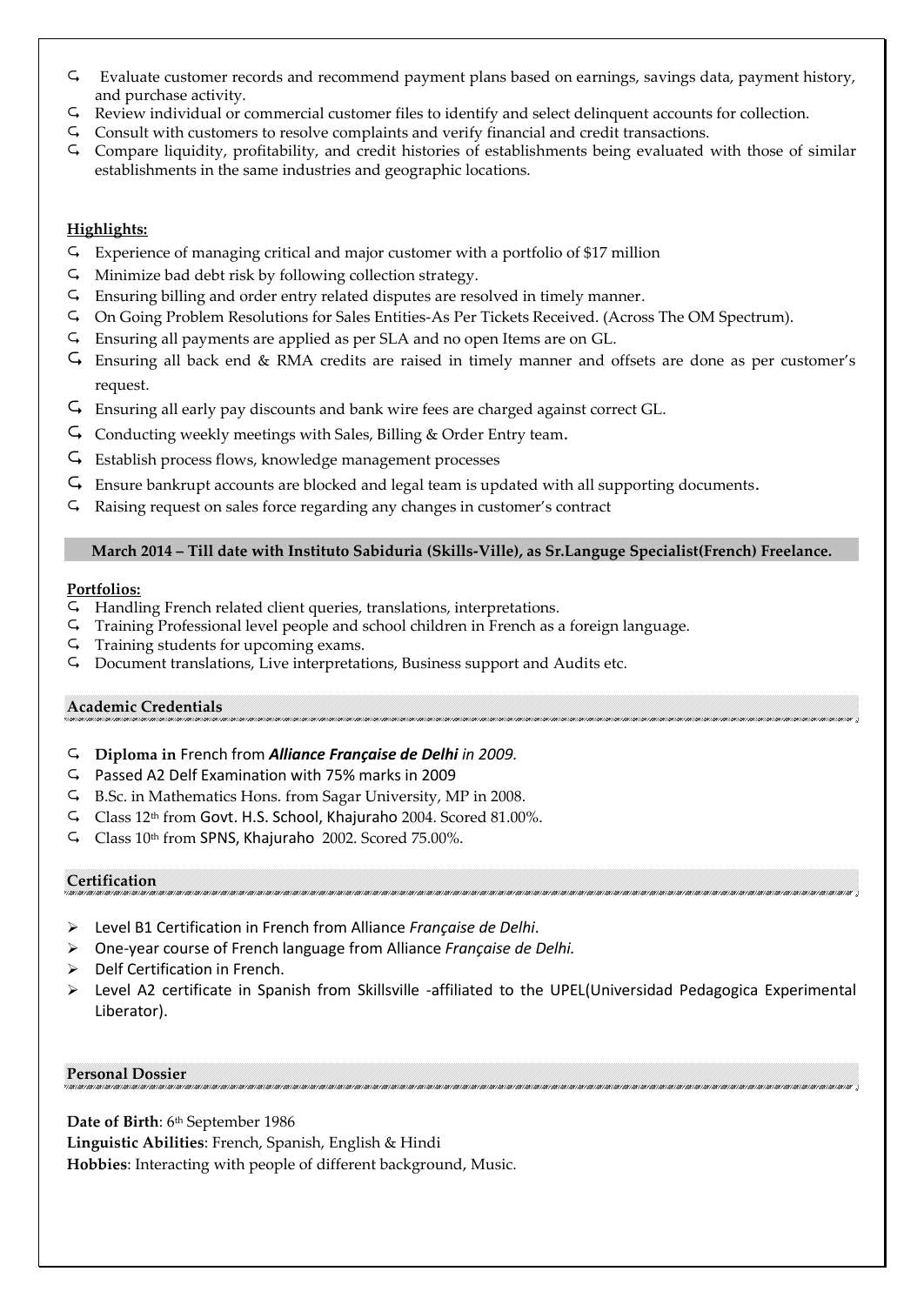- Evaluate customer records and recommend payment plans based on earnings, savings data, payment history, and purchase activity.
- Review individual or commercial customer files to identify and select delinquent accounts for collection.
- Consult with customers to resolve complaints and verify financial and credit transactions.
- Compare liquidity, profitability, and credit histories of establishments being evaluated with those of similar establishments in the same industries and geographic locations.

**Highlights:**

- Experience of managing critical and major customer with a portfolio of $17 million
- Minimize bad debt risk by following collection strategy.
- Ensuring billing and order entry related disputes are resolved in timely manner.
- On Going Problem Resolutions for Sales Entities-As Per Tickets Received. (Across The OM Spectrum).
- Ensuring all payments are applied as per SLA and no open Items are on GL.
- Ensuring all back end & RMA credits are raised in timely manner and offsets are done as per customer's request.
- Ensuring all early pay discounts and bank wire fees are charged against correct GL.
- Conducting weekly meetings with Sales, Billing & Order Entry team.
- Establish process flows, knowledge management processes
- Ensure bankrupt accounts are blocked and legal team is updated with all supporting documents.
- Raising request on sales force regarding any changes in customer's contract

**March 2014 – Till date with Instituto Sabiduria (Skills-Ville), as Sr.Languge Specialist(French) Freelance.**

**Portfolios:**

- Handling French related client queries, translations, interpretations.
- Training Professional level people and school children in French as a foreign language.
- Training students for upcoming exams.
- Document translations, Live interpretations, Business support and Audits etc.

## Academic Credentials

- **Diploma in** French from ***Alliance Française de Delhi*** *in 2009.*
- Passed A2 Delf Examination with 75% marks in 2009
- B.Sc. in Mathematics Hons. from Sagar University, MP in 2008.
- Class 12th from Govt. H.S. School, Khajuraho 2004. Scored 81.00%.
- Class 10th from SPNS, Khajuraho 2002. Scored 75.00%.

## Certification

- Level B1 Certification in French from Alliance *Française de Delhi*.
- One-year course of French language from Alliance *Française de Delhi.*
- Delf Certification in French.
- Level A2 certificate in Spanish from Skillsville -affiliated to the UPEL(Universidad Pedagogica Experimental Liberator).

## Personal Dossier

**Date of Birth**: 6th September 1986
**Linguistic Abilities**: French, Spanish, English & Hindi
**Hobbies**: Interacting with people of different background, Music.